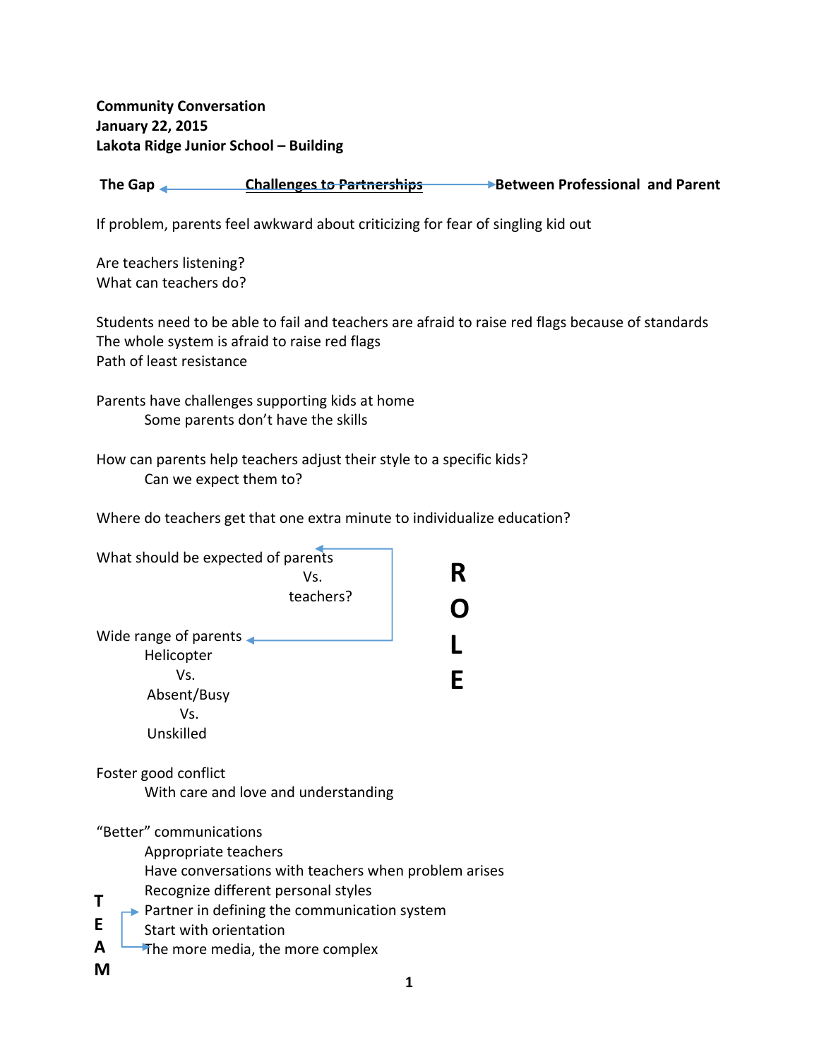**Community Conversation**
**January 22, 2015**
**Lakota Ridge Junior School – Building**

**The Gap ← Challenges to Partnerships → Between Professional and Parent**

If problem, parents feel awkward about criticizing for fear of singling kid out

Are teachers listening?
What can teachers do?

Students need to be able to fail and teachers are afraid to raise red flags because of standards
The whole system is afraid to raise red flags
Path of least resistance

Parents have challenges supporting kids at home
- Some parents don't have the skills

How can parents help teachers adjust their style to a specific kids?
- Can we expect them to?

Where do teachers get that one extra minute to individualize education?

**ROLE**

What should be expected of parents
Vs.
teachers?

Wide range of parents
- Helicopter
- Vs.
- Absent/Busy
- Vs.
- Unskilled

Foster good conflict
- With care and love and understanding

"Better" communications
- Appropriate teachers
- Have conversations with teachers when problem arises
- Recognize different personal styles
- Partner in defining the communication system (**TEAM**)
- Start with orientation
- The more media, the more complex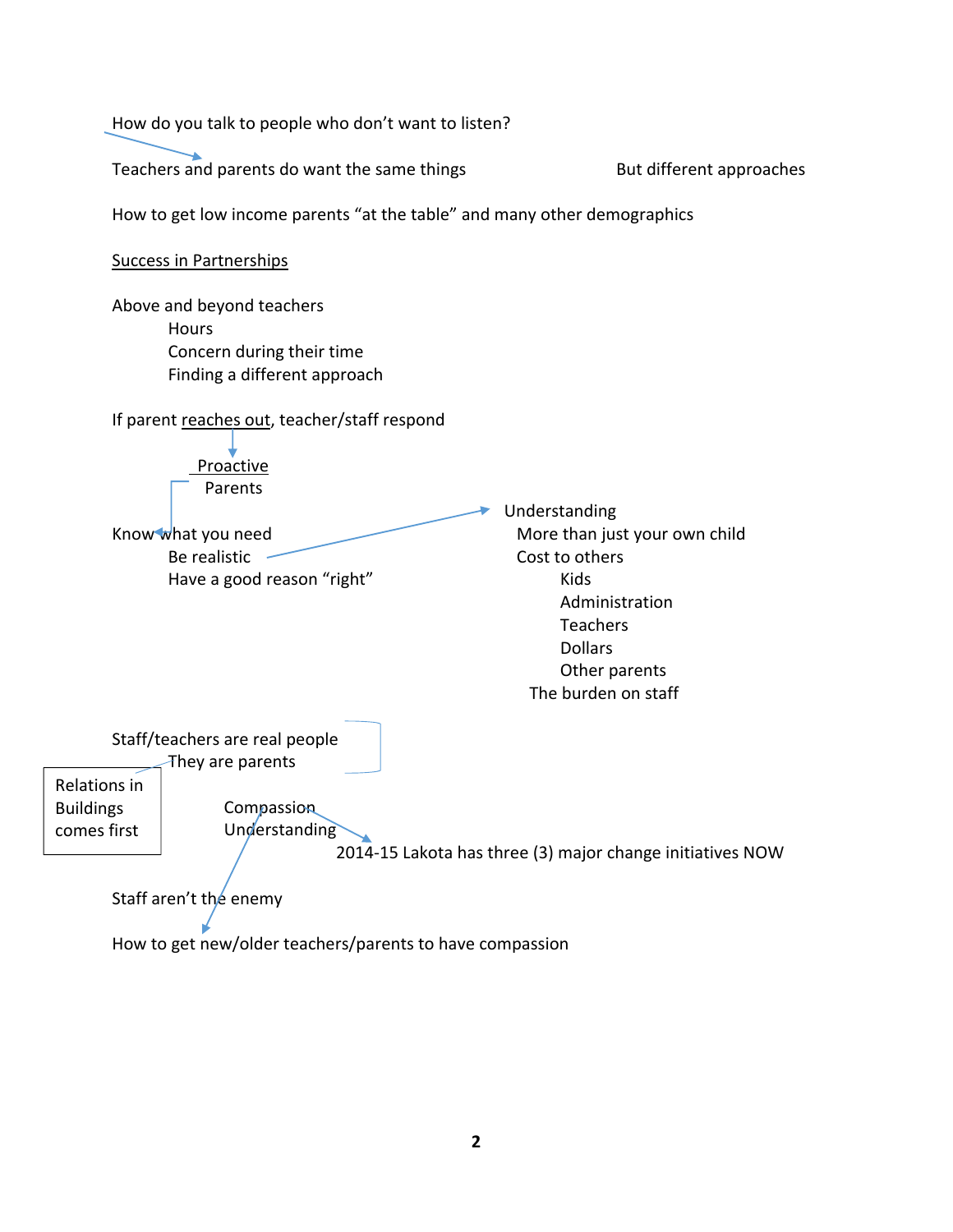How do you talk to people who don't want to listen?

Teachers and parents do want the same things

But different approaches

How to get low income parents "at the table" and many other demographics

<u>Success in Partnerships</u>

Above and beyond teachers
- Hours
- Concern during their time
- Finding a different approach

If parent <u>reaches out</u>, teacher/staff respond

<u>Proactive</u>
Parents

Know what you need
- Be realistic
- Have a good reason "right"

Understanding
- More than just your own child
- Cost to others
  - Kids
  - Administration
  - Teachers
  - Dollars
  - Other parents
- The burden on staff

Staff/teachers are real people
- They are parents

Relations in Buildings comes first

Compassion
Understanding

2014-15 Lakota has three (3) major change initiatives NOW

Staff aren't the enemy

How to get new/older teachers/parents to have compassion